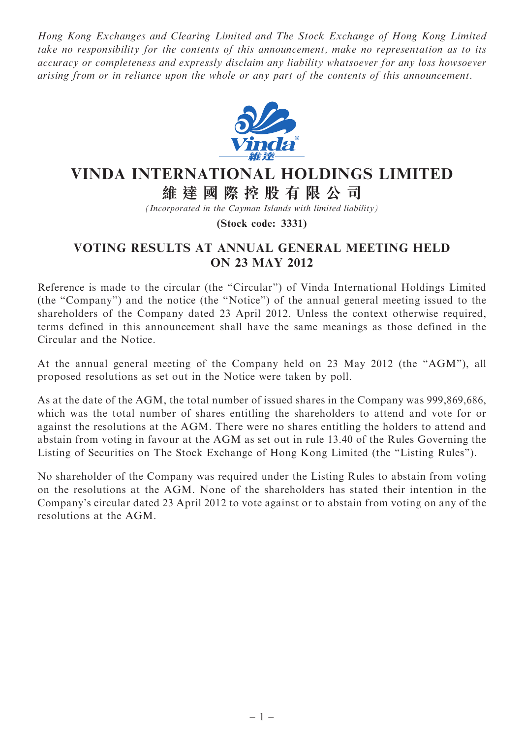*Hong Kong Exchanges and Clearing Limited and The Stock Exchange of Hong Kong Limited take no responsibility for the contents of this announcement, make no representation as to its accuracy or completeness and expressly disclaim any liability whatsoever for any loss howsoever arising from or in reliance upon the whole or any part of the contents of this announcement.*

# VINDA INTERNATIONAL HOLDINGS LIMITED
# 維達國際控股有限公司

*(Incorporated in the Cayman Islands with limited liability)*

**(Stock code: 3331)**

## VOTING RESULTS AT ANNUAL GENERAL MEETING HELD ON 23 MAY 2012

Reference is made to the circular (the "Circular") of Vinda International Holdings Limited (the "Company") and the notice (the "Notice") of the annual general meeting issued to the shareholders of the Company dated 23 April 2012. Unless the context otherwise required, terms defined in this announcement shall have the same meanings as those defined in the Circular and the Notice.

At the annual general meeting of the Company held on 23 May 2012 (the "AGM"), all proposed resolutions as set out in the Notice were taken by poll.

As at the date of the AGM, the total number of issued shares in the Company was 999,869,686, which was the total number of shares entitling the shareholders to attend and vote for or against the resolutions at the AGM. There were no shares entitling the holders to attend and abstain from voting in favour at the AGM as set out in rule 13.40 of the Rules Governing the Listing of Securities on The Stock Exchange of Hong Kong Limited (the "Listing Rules").

No shareholder of the Company was required under the Listing Rules to abstain from voting on the resolutions at the AGM. None of the shareholders has stated their intention in the Company's circular dated 23 April 2012 to vote against or to abstain from voting on any of the resolutions at the AGM.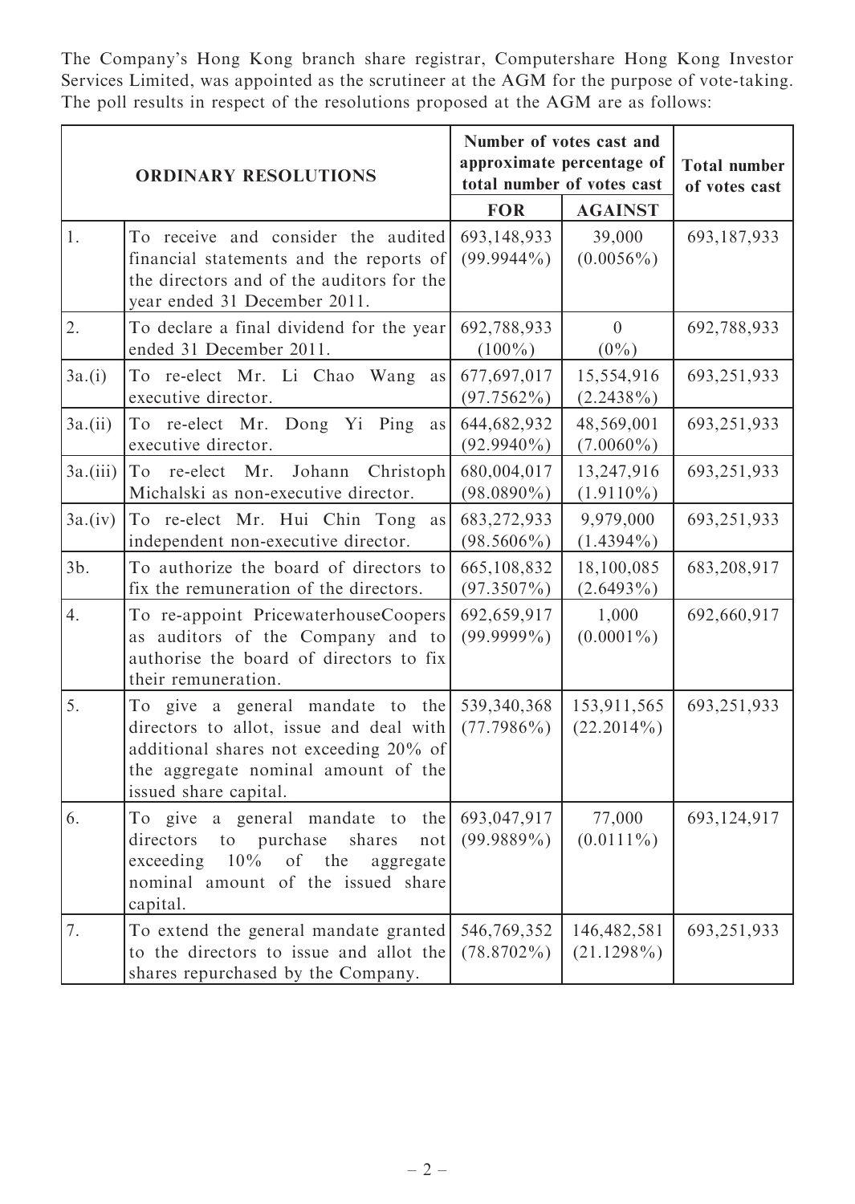The Company's Hong Kong branch share registrar, Computershare Hong Kong Investor Services Limited, was appointed as the scrutineer at the AGM for the purpose of vote-taking. The poll results in respect of the resolutions proposed at the AGM are as follows:

| ORDINARY RESOLUTIONS | | Number of votes cast and approximate percentage of total number of votes cast | | Total number of votes cast |
|---|---|---|---|---|
| | | **FOR** | **AGAINST** | |
| 1. | To receive and consider the audited financial statements and the reports of the directors and of the auditors for the year ended 31 December 2011. | 693,148,933 (99.9944%) | 39,000 (0.0056%) | 693,187,933 |
| 2. | To declare a final dividend for the year ended 31 December 2011. | 692,788,933 (100%) | 0 (0%) | 692,788,933 |
| 3a.(i) | To re-elect Mr. Li Chao Wang as executive director. | 677,697,017 (97.7562%) | 15,554,916 (2.2438%) | 693,251,933 |
| 3a.(ii) | To re-elect Mr. Dong Yi Ping as executive director. | 644,682,932 (92.9940%) | 48,569,001 (7.0060%) | 693,251,933 |
| 3a.(iii) | To re-elect Mr. Johann Christoph Michalski as non-executive director. | 680,004,017 (98.0890%) | 13,247,916 (1.9110%) | 693,251,933 |
| 3a.(iv) | To re-elect Mr. Hui Chin Tong as independent non-executive director. | 683,272,933 (98.5606%) | 9,979,000 (1.4394%) | 693,251,933 |
| 3b. | To authorize the board of directors to fix the remuneration of the directors. | 665,108,832 (97.3507%) | 18,100,085 (2.6493%) | 683,208,917 |
| 4. | To re-appoint PricewaterhouseCoopers as auditors of the Company and to authorise the board of directors to fix their remuneration. | 692,659,917 (99.9999%) | 1,000 (0.0001%) | 692,660,917 |
| 5. | To give a general mandate to the directors to allot, issue and deal with additional shares not exceeding 20% of the aggregate nominal amount of the issued share capital. | 539,340,368 (77.7986%) | 153,911,565 (22.2014%) | 693,251,933 |
| 6. | To give a general mandate to the directors to purchase shares not exceeding 10% of the aggregate nominal amount of the issued share capital. | 693,047,917 (99.9889%) | 77,000 (0.0111%) | 693,124,917 |
| 7. | To extend the general mandate granted to the directors to issue and allot the shares repurchased by the Company. | 546,769,352 (78.8702%) | 146,482,581 (21.1298%) | 693,251,933 |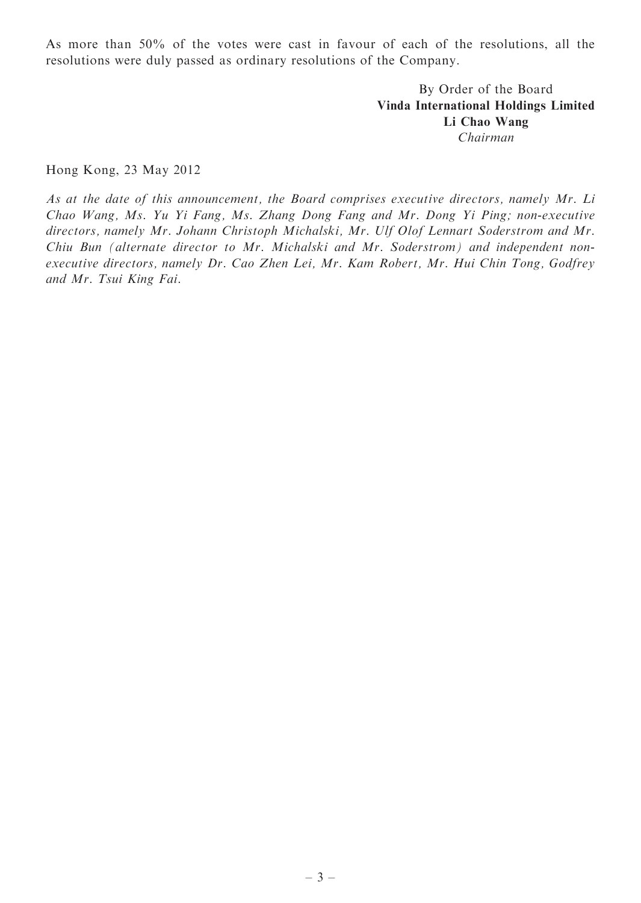As more than 50% of the votes were cast in favour of each of the resolutions, all the resolutions were duly passed as ordinary resolutions of the Company.

By Order of the Board
**Vinda International Holdings Limited**
**Li Chao Wang**
*Chairman*

Hong Kong, 23 May 2012

*As at the date of this announcement, the Board comprises executive directors, namely Mr. Li Chao Wang, Ms. Yu Yi Fang, Ms. Zhang Dong Fang and Mr. Dong Yi Ping; non-executive directors, namely Mr. Johann Christoph Michalski, Mr. Ulf Olof Lennart Soderstrom and Mr. Chiu Bun (alternate director to Mr. Michalski and Mr. Soderstrom) and independent non-executive directors, namely Dr. Cao Zhen Lei, Mr. Kam Robert, Mr. Hui Chin Tong, Godfrey and Mr. Tsui King Fai.*